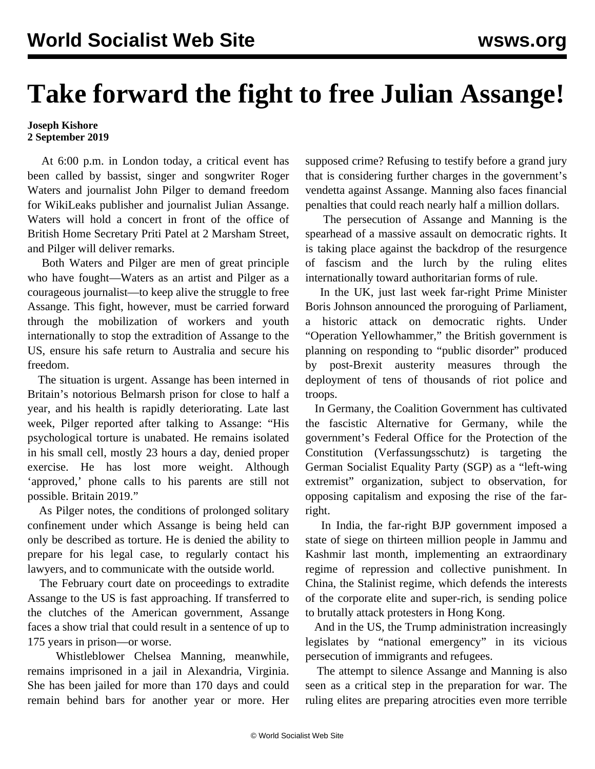# Take forward the fight to free Julian Assange!

**Joseph Kishore**
**2 September 2019**

At 6:00 p.m. in London today, a critical event has been called by bassist, singer and songwriter Roger Waters and journalist John Pilger to demand freedom for WikiLeaks publisher and journalist Julian Assange. Waters will hold a concert in front of the office of British Home Secretary Priti Patel at 2 Marsham Street, and Pilger will deliver remarks.

Both Waters and Pilger are men of great principle who have fought—Waters as an artist and Pilger as a courageous journalist—to keep alive the struggle to free Assange. This fight, however, must be carried forward through the mobilization of workers and youth internationally to stop the extradition of Assange to the US, ensure his safe return to Australia and secure his freedom.

The situation is urgent. Assange has been interned in Britain's notorious Belmarsh prison for close to half a year, and his health is rapidly deteriorating. Late last week, Pilger reported after talking to Assange: "His psychological torture is unabated. He remains isolated in his small cell, mostly 23 hours a day, denied proper exercise. He has lost more weight. Although 'approved,' phone calls to his parents are still not possible. Britain 2019."

As Pilger notes, the conditions of prolonged solitary confinement under which Assange is being held can only be described as torture. He is denied the ability to prepare for his legal case, to regularly contact his lawyers, and to communicate with the outside world.

The February court date on proceedings to extradite Assange to the US is fast approaching. If transferred to the clutches of the American government, Assange faces a show trial that could result in a sentence of up to 175 years in prison—or worse.

Whistleblower Chelsea Manning, meanwhile, remains imprisoned in a jail in Alexandria, Virginia. She has been jailed for more than 170 days and could remain behind bars for another year or more. Her supposed crime? Refusing to testify before a grand jury that is considering further charges in the government's vendetta against Assange. Manning also faces financial penalties that could reach nearly half a million dollars.

The persecution of Assange and Manning is the spearhead of a massive assault on democratic rights. It is taking place against the backdrop of the resurgence of fascism and the lurch by the ruling elites internationally toward authoritarian forms of rule.

In the UK, just last week far-right Prime Minister Boris Johnson announced the proroguing of Parliament, a historic attack on democratic rights. Under "Operation Yellowhammer," the British government is planning on responding to "public disorder" produced by post-Brexit austerity measures through the deployment of tens of thousands of riot police and troops.

In Germany, the Coalition Government has cultivated the fascistic Alternative for Germany, while the government's Federal Office for the Protection of the Constitution (Verfassungsschutz) is targeting the German Socialist Equality Party (SGP) as a "left-wing extremist" organization, subject to observation, for opposing capitalism and exposing the rise of the far-right.

In India, the far-right BJP government imposed a state of siege on thirteen million people in Jammu and Kashmir last month, implementing an extraordinary regime of repression and collective punishment. In China, the Stalinist regime, which defends the interests of the corporate elite and super-rich, is sending police to brutally attack protesters in Hong Kong.

And in the US, the Trump administration increasingly legislates by "national emergency" in its vicious persecution of immigrants and refugees.

The attempt to silence Assange and Manning is also seen as a critical step in the preparation for war. The ruling elites are preparing atrocities even more terrible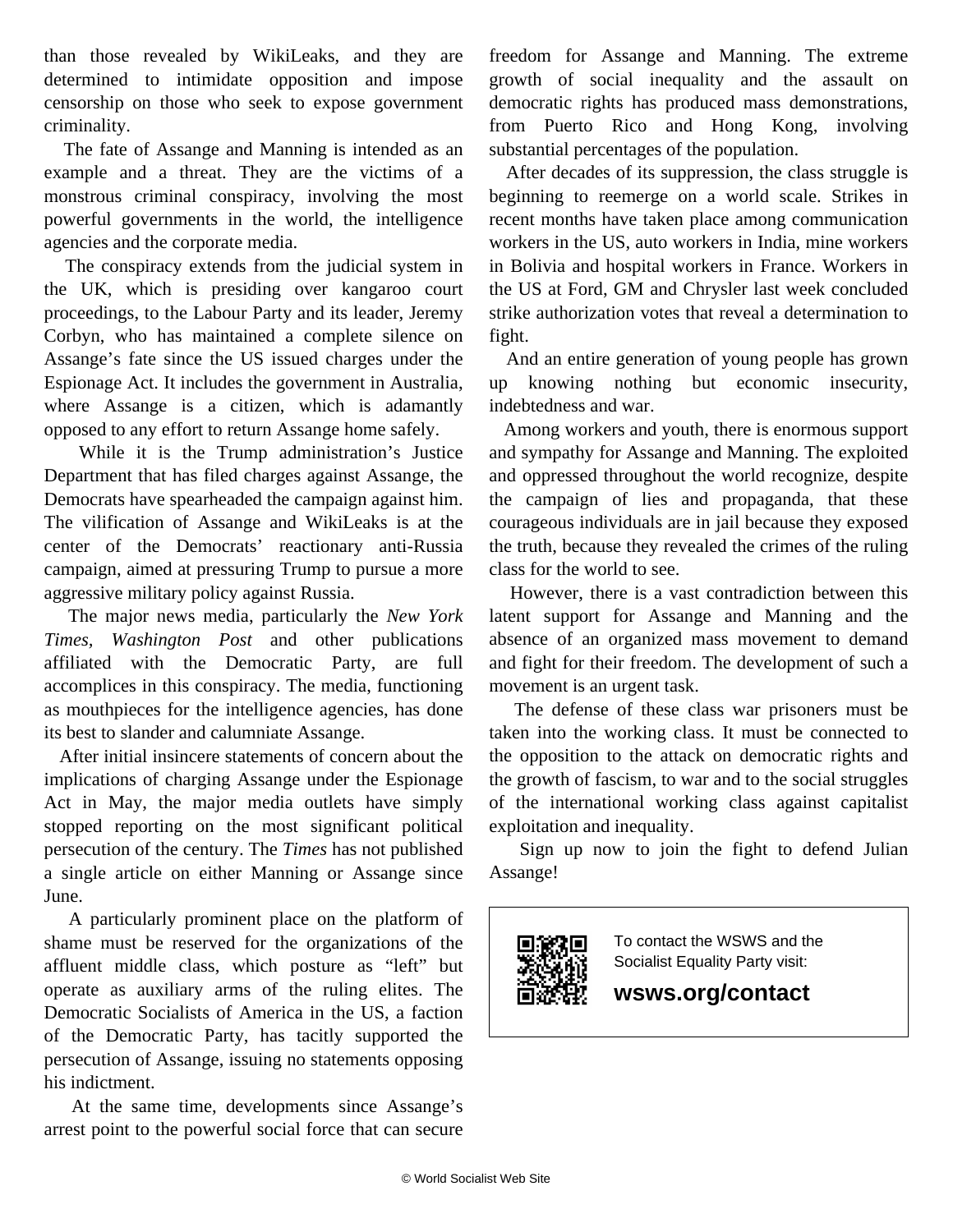than those revealed by WikiLeaks, and they are determined to intimidate opposition and impose censorship on those who seek to expose government criminality.

The fate of Assange and Manning is intended as an example and a threat. They are the victims of a monstrous criminal conspiracy, involving the most powerful governments in the world, the intelligence agencies and the corporate media.

The conspiracy extends from the judicial system in the UK, which is presiding over kangaroo court proceedings, to the Labour Party and its leader, Jeremy Corbyn, who has maintained a complete silence on Assange's fate since the US issued charges under the Espionage Act. It includes the government in Australia, where Assange is a citizen, which is adamantly opposed to any effort to return Assange home safely.

While it is the Trump administration's Justice Department that has filed charges against Assange, the Democrats have spearheaded the campaign against him. The vilification of Assange and WikiLeaks is at the center of the Democrats' reactionary anti-Russia campaign, aimed at pressuring Trump to pursue a more aggressive military policy against Russia.

The major news media, particularly the *New York Times*, *Washington Post* and other publications affiliated with the Democratic Party, are full accomplices in this conspiracy. The media, functioning as mouthpieces for the intelligence agencies, has done its best to slander and calumniate Assange.

After initial insincere statements of concern about the implications of charging Assange under the Espionage Act in May, the major media outlets have simply stopped reporting on the most significant political persecution of the century. The *Times* has not published a single article on either Manning or Assange since June.

A particularly prominent place on the platform of shame must be reserved for the organizations of the affluent middle class, which posture as "left" but operate as auxiliary arms of the ruling elites. The Democratic Socialists of America in the US, a faction of the Democratic Party, has tacitly supported the persecution of Assange, issuing no statements opposing his indictment.

At the same time, developments since Assange's arrest point to the powerful social force that can secure freedom for Assange and Manning. The extreme growth of social inequality and the assault on democratic rights has produced mass demonstrations, from Puerto Rico and Hong Kong, involving substantial percentages of the population.

After decades of its suppression, the class struggle is beginning to reemerge on a world scale. Strikes in recent months have taken place among communication workers in the US, auto workers in India, mine workers in Bolivia and hospital workers in France. Workers in the US at Ford, GM and Chrysler last week concluded strike authorization votes that reveal a determination to fight.

And an entire generation of young people has grown up knowing nothing but economic insecurity, indebtedness and war.

Among workers and youth, there is enormous support and sympathy for Assange and Manning. The exploited and oppressed throughout the world recognize, despite the campaign of lies and propaganda, that these courageous individuals are in jail because they exposed the truth, because they revealed the crimes of the ruling class for the world to see.

However, there is a vast contradiction between this latent support for Assange and Manning and the absence of an organized mass movement to demand and fight for their freedom. The development of such a movement is an urgent task.

The defense of these class war prisoners must be taken into the working class. It must be connected to the opposition to the attack on democratic rights and the growth of fascism, to war and to the social struggles of the international working class against capitalist exploitation and inequality.

Sign up now to join the fight to defend Julian Assange!

To contact the WSWS and the Socialist Equality Party visit:

**wsws.org/contact**